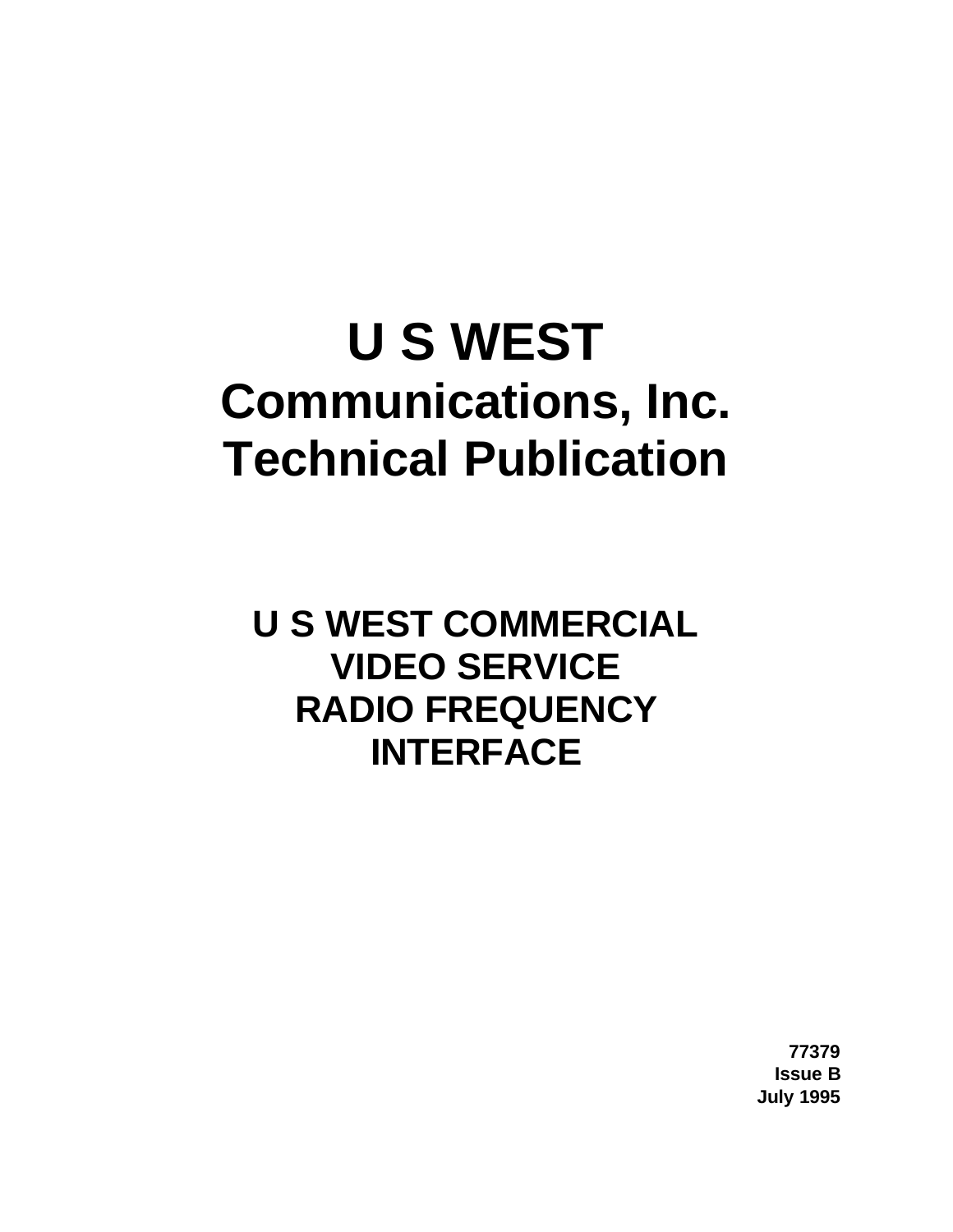# U S WEST
# Communications, Inc.
# Technical Publication

## U S WEST COMMERCIAL VIDEO SERVICE RADIO FREQUENCY INTERFACE

**77379**
**Issue B**
**July 1995**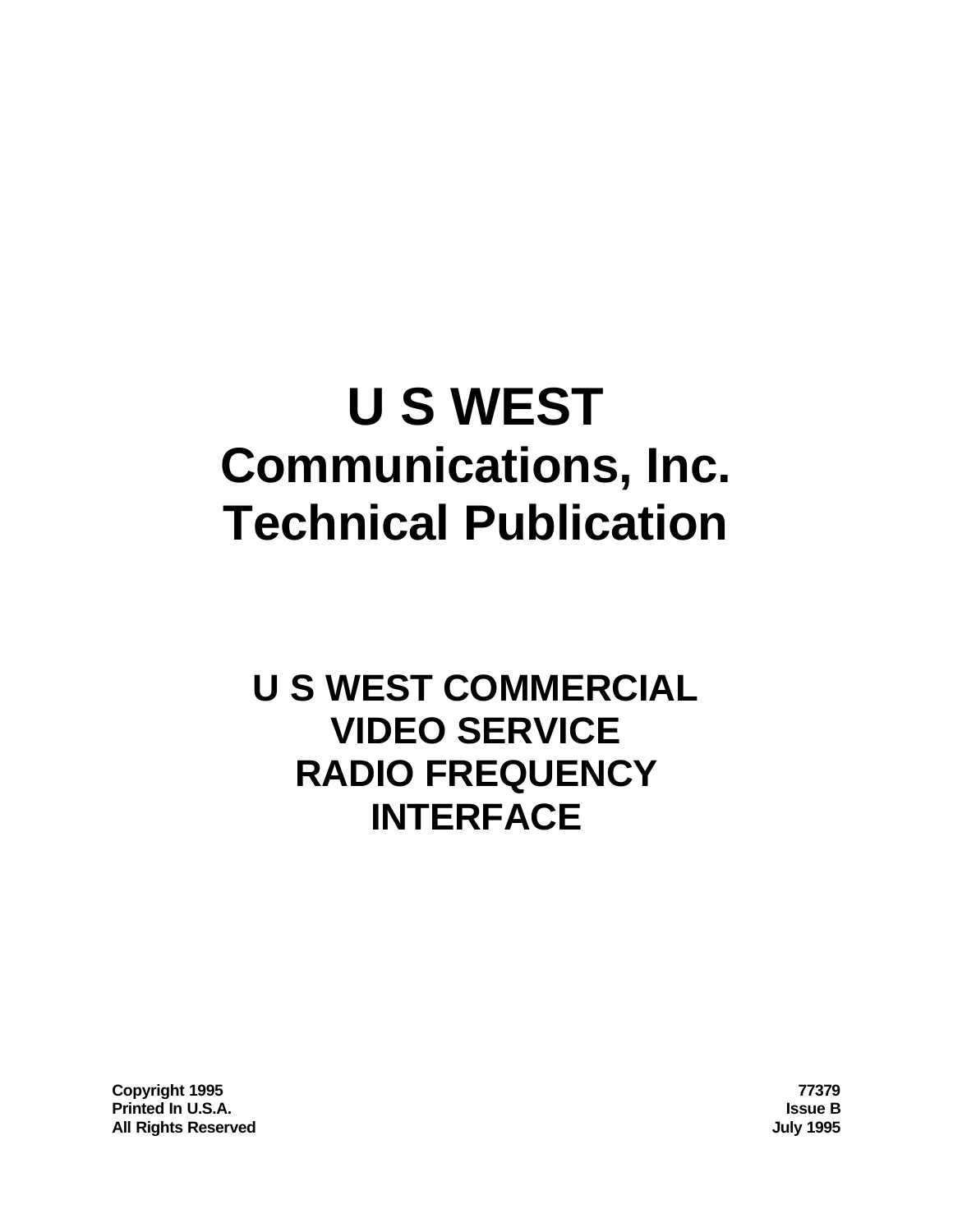# U S WEST
# Communications, Inc.
# Technical Publication

## U S WEST COMMERCIAL VIDEO SERVICE RADIO FREQUENCY INTERFACE

**Copyright 1995**
**Printed In U.S.A.**
**All Rights Reserved**

**77379**
**Issue B**
**July 1995**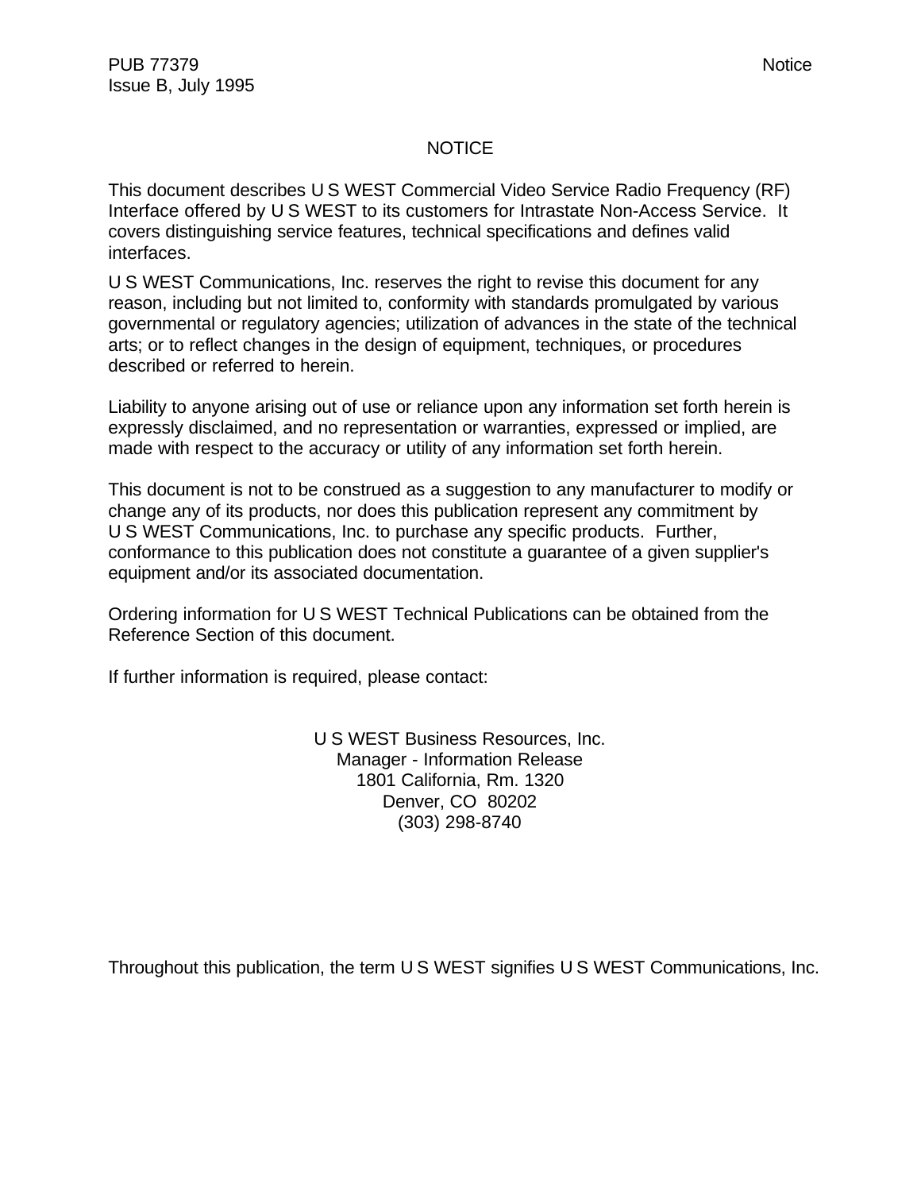# NOTICE

This document describes U S WEST Commercial Video Service Radio Frequency (RF) Interface offered by U S WEST to its customers for Intrastate Non-Access Service. It covers distinguishing service features, technical specifications and defines valid interfaces.

U S WEST Communications, Inc. reserves the right to revise this document for any reason, including but not limited to, conformity with standards promulgated by various governmental or regulatory agencies; utilization of advances in the state of the technical arts; or to reflect changes in the design of equipment, techniques, or procedures described or referred to herein.

Liability to anyone arising out of use or reliance upon any information set forth herein is expressly disclaimed, and no representation or warranties, expressed or implied, are made with respect to the accuracy or utility of any information set forth herein.

This document is not to be construed as a suggestion to any manufacturer to modify or change any of its products, nor does this publication represent any commitment by U S WEST Communications, Inc. to purchase any specific products. Further, conformance to this publication does not constitute a guarantee of a given supplier's equipment and/or its associated documentation.

Ordering information for U S WEST Technical Publications can be obtained from the Reference Section of this document.

If further information is required, please contact:

U S WEST Business Resources, Inc.
Manager - Information Release
1801 California, Rm. 1320
Denver, CO 80202
(303) 298-8740

Throughout this publication, the term U S WEST signifies U S WEST Communications, Inc.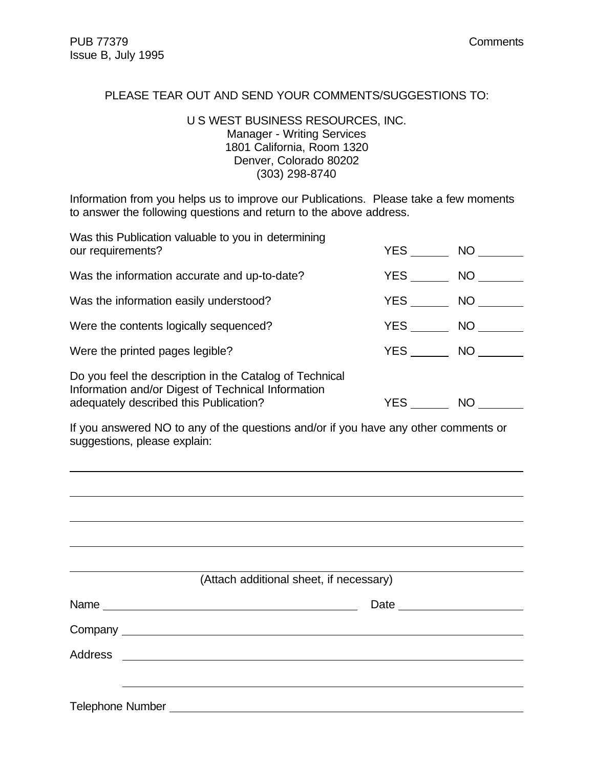PLEASE TEAR OUT AND SEND YOUR COMMENTS/SUGGESTIONS TO:

U S WEST BUSINESS RESOURCES, INC.
Manager - Writing Services
1801 California, Room 1320
Denver, Colorado 80202
(303) 298-8740

Information from you helps us to improve our Publications. Please take a few moments to answer the following questions and return to the above address.

| | | |
|---|---|---|
| Was this Publication valuable to you in determining our requirements? | YES ______ | NO _______ |
| Was the information accurate and up-to-date? | YES ______ | NO _______ |
| Was the information easily understood? | YES ______ | NO _______ |
| Were the contents logically sequenced? | YES ______ | NO _______ |
| Were the printed pages legible? | YES ______ | NO _______ |
| Do you feel the description in the Catalog of Technical Information and/or Digest of Technical Information adequately described this Publication? | YES ______ | NO _______ |

If you answered NO to any of the questions and/or if you have any other comments or suggestions, please explain:

_______________________________________________________________________________

_______________________________________________________________________________

_______________________________________________________________________________

_______________________________________________________________________________

_______________________________________________________________________________

(Attach additional sheet, if necessary)

Name ________________________________________ Date ____________________

Company ______________________________________________________________

Address _______________________________________________________________

_______________________________________________________________________

Telephone Number _______________________________________________________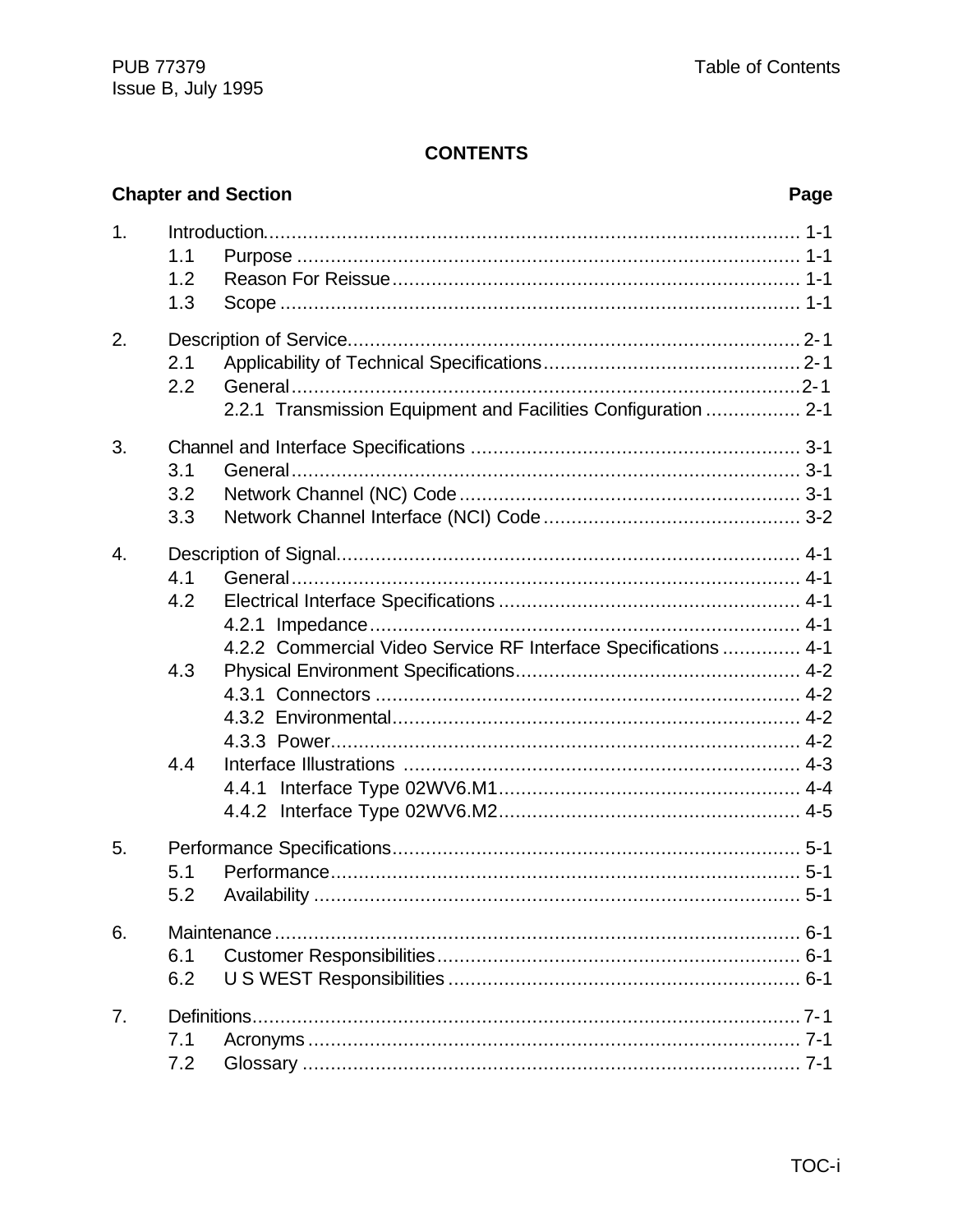# CONTENTS

| Chapter and Section | | | Page |
|---|---|---|---|
| 1. | Introduction | | 1-1 |
| | 1.1 | Purpose | 1-1 |
| | 1.2 | Reason For Reissue | 1-1 |
| | 1.3 | Scope | 1-1 |
| 2. | Description of Service | | 2-1 |
| | 2.1 | Applicability of Technical Specifications | 2-1 |
| | 2.2 | General | 2-1 |
| | | 2.2.1 Transmission Equipment and Facilities Configuration | 2-1 |
| 3. | Channel and Interface Specifications | | 3-1 |
| | 3.1 | General | 3-1 |
| | 3.2 | Network Channel (NC) Code | 3-1 |
| | 3.3 | Network Channel Interface (NCI) Code | 3-2 |
| 4. | Description of Signal | | 4-1 |
| | 4.1 | General | 4-1 |
| | 4.2 | Electrical Interface Specifications | 4-1 |
| | | 4.2.1 Impedance | 4-1 |
| | | 4.2.2 Commercial Video Service RF Interface Specifications | 4-1 |
| | 4.3 | Physical Environment Specifications | 4-2 |
| | | 4.3.1 Connectors | 4-2 |
| | | 4.3.2 Environmental | 4-2 |
| | | 4.3.3 Power | 4-2 |
| | 4.4 | Interface Illustrations | 4-3 |
| | | 4.4.1 Interface Type 02WV6.M1 | 4-4 |
| | | 4.4.2 Interface Type 02WV6.M2 | 4-5 |
| 5. | Performance Specifications | | 5-1 |
| | 5.1 | Performance | 5-1 |
| | 5.2 | Availability | 5-1 |
| 6. | Maintenance | | 6-1 |
| | 6.1 | Customer Responsibilities | 6-1 |
| | 6.2 | U S WEST Responsibilities | 6-1 |
| 7. | Definitions | | 7-1 |
| | 7.1 | Acronyms | 7-1 |
| | 7.2 | Glossary | 7-1 |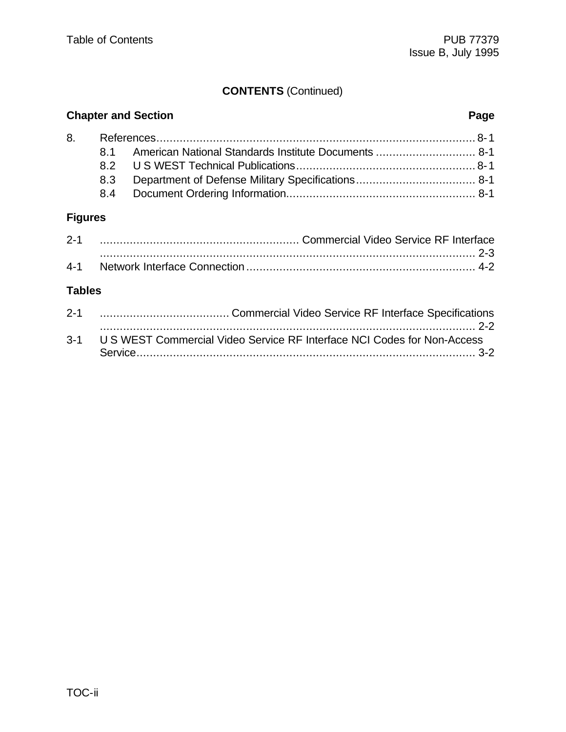**CONTENTS** (Continued)

| Chapter and Section | | Page |
|---|---|---|
| 8. | References | 8-1 |
| | 8.1 American National Standards Institute Documents | 8-1 |
| | 8.2 U S WEST Technical Publications | 8-1 |
| | 8.3 Department of Defense Military Specifications | 8-1 |
| | 8.4 Document Ordering Information | 8-1 |

**Figures**

| | | |
|---|---|---|
| 2-1 | Commercial Video Service RF Interface | 2-3 |
| 4-1 | Network Interface Connection | 4-2 |

**Tables**

| | | |
|---|---|---|
| 2-1 | Commercial Video Service RF Interface Specifications | 2-2 |
| 3-1 | U S WEST Commercial Video Service RF Interface NCI Codes for Non-Access Service | 3-2 |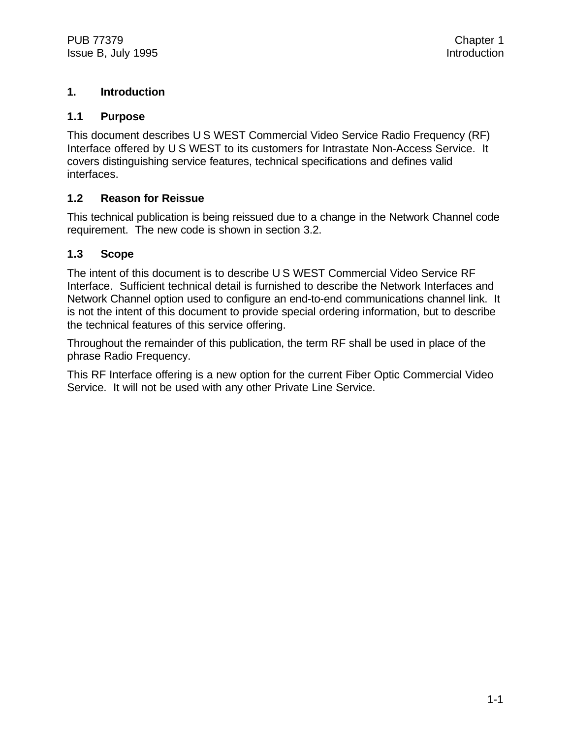# 1. Introduction

## 1.1 Purpose

This document describes U S WEST Commercial Video Service Radio Frequency (RF) Interface offered by U S WEST to its customers for Intrastate Non-Access Service. It covers distinguishing service features, technical specifications and defines valid interfaces.

## 1.2 Reason for Reissue

This technical publication is being reissued due to a change in the Network Channel code requirement. The new code is shown in section 3.2.

## 1.3 Scope

The intent of this document is to describe U S WEST Commercial Video Service RF Interface. Sufficient technical detail is furnished to describe the Network Interfaces and Network Channel option used to configure an end-to-end communications channel link. It is not the intent of this document to provide special ordering information, but to describe the technical features of this service offering.

Throughout the remainder of this publication, the term RF shall be used in place of the phrase Radio Frequency.

This RF Interface offering is a new option for the current Fiber Optic Commercial Video Service. It will not be used with any other Private Line Service.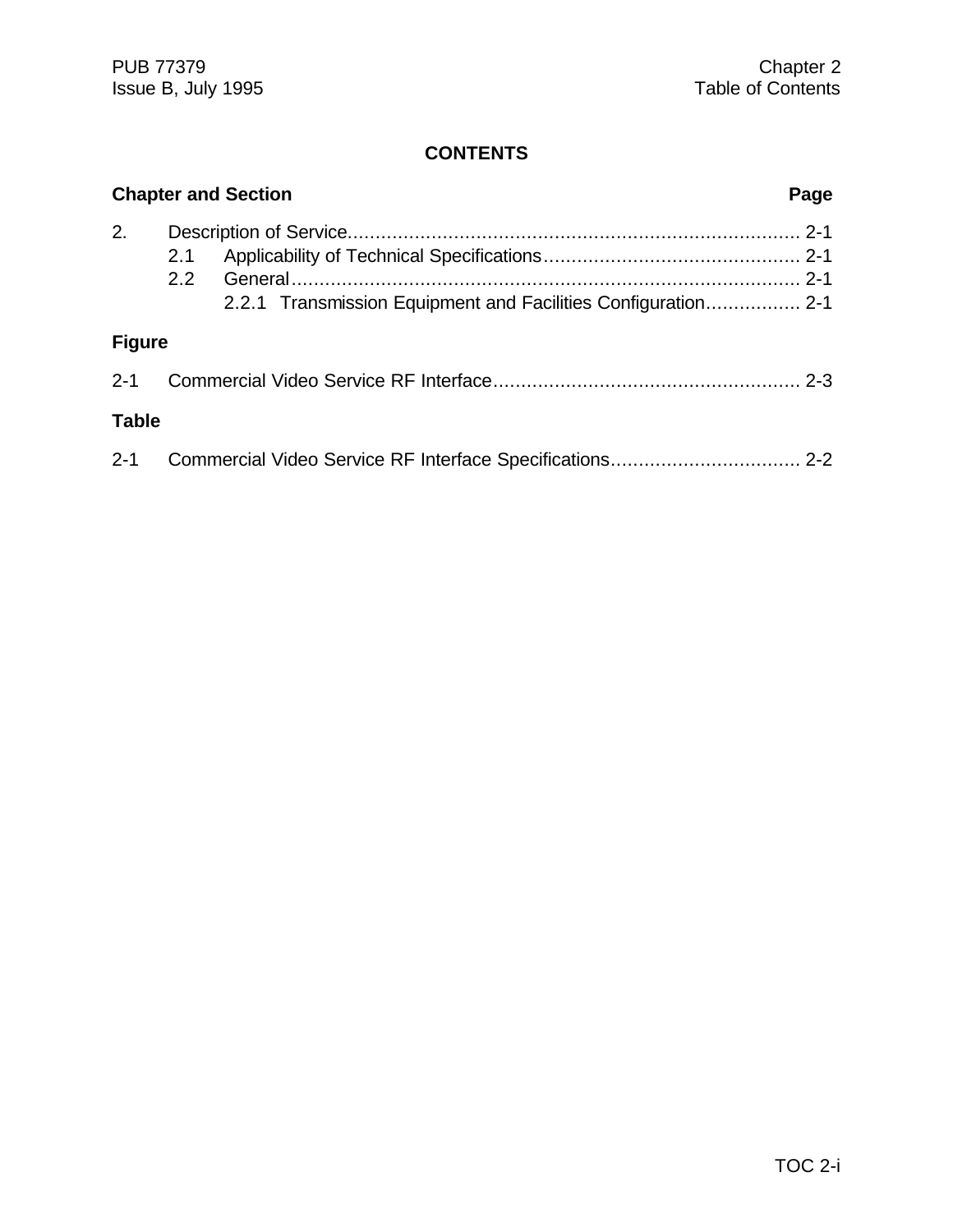# CONTENTS

| Chapter and Section | Page |
|---|---|
| 2. Description of Service | 2-1 |
| 2.1 Applicability of Technical Specifications | 2-1 |
| 2.2 General | 2-1 |
| 2.2.1 Transmission Equipment and Facilities Configuration | 2-1 |

**Figure**

| | | |
|---|---|---|
| 2-1 | Commercial Video Service RF Interface | 2-3 |

**Table**

| | | |
|---|---|---|
| 2-1 | Commercial Video Service RF Interface Specifications | 2-2 |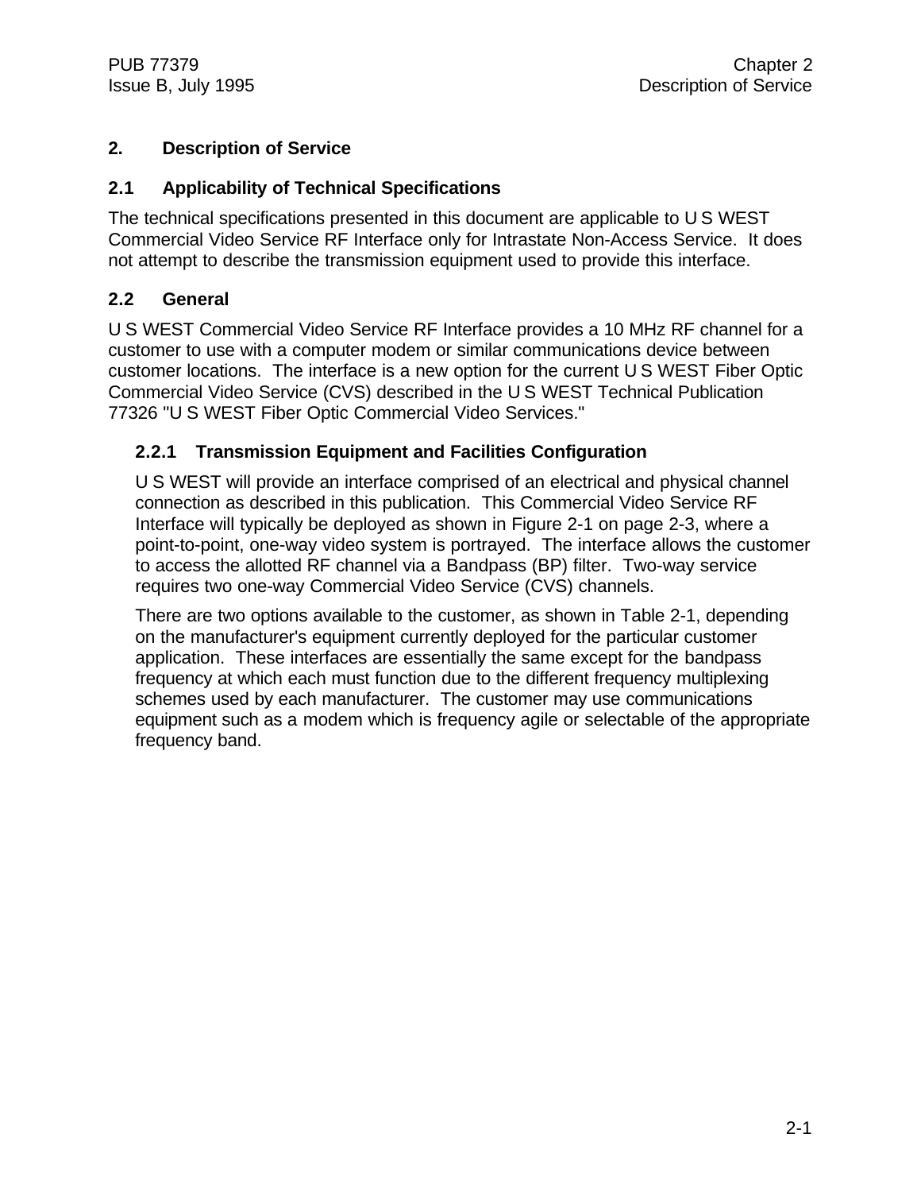# 2. Description of Service

## 2.1 Applicability of Technical Specifications

The technical specifications presented in this document are applicable to U S WEST Commercial Video Service RF Interface only for Intrastate Non-Access Service. It does not attempt to describe the transmission equipment used to provide this interface.

## 2.2 General

U S WEST Commercial Video Service RF Interface provides a 10 MHz RF channel for a customer to use with a computer modem or similar communications device between customer locations. The interface is a new option for the current U S WEST Fiber Optic Commercial Video Service (CVS) described in the U S WEST Technical Publication 77326 "U S WEST Fiber Optic Commercial Video Services."

### 2.2.1 Transmission Equipment and Facilities Configuration

U S WEST will provide an interface comprised of an electrical and physical channel connection as described in this publication. This Commercial Video Service RF Interface will typically be deployed as shown in Figure 2-1 on page 2-3, where a point-to-point, one-way video system is portrayed. The interface allows the customer to access the allotted RF channel via a Bandpass (BP) filter. Two-way service requires two one-way Commercial Video Service (CVS) channels.

There are two options available to the customer, as shown in Table 2-1, depending on the manufacturer's equipment currently deployed for the particular customer application. These interfaces are essentially the same except for the bandpass frequency at which each must function due to the different frequency multiplexing schemes used by each manufacturer. The customer may use communications equipment such as a modem which is frequency agile or selectable of the appropriate frequency band.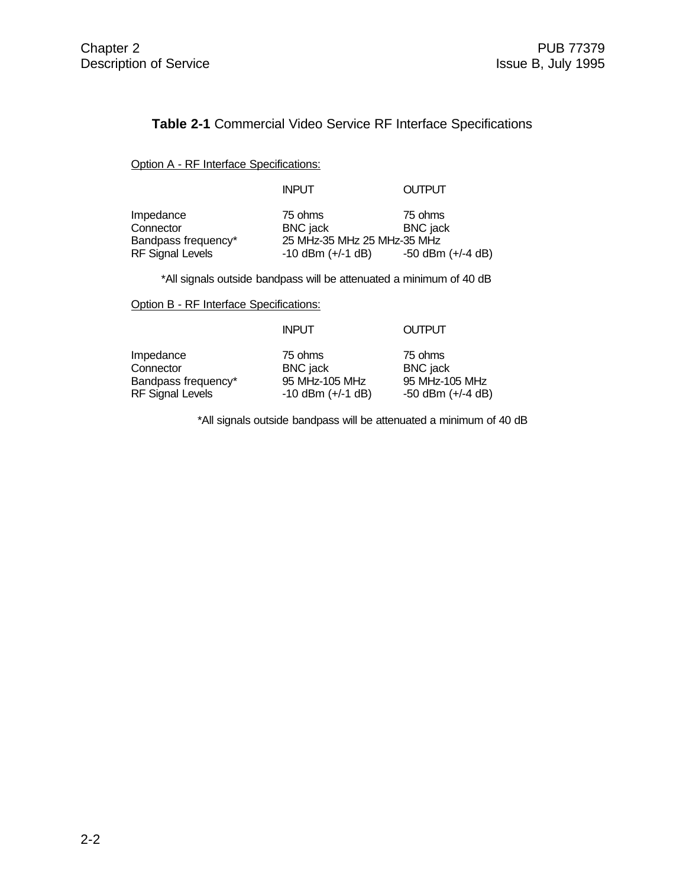**Table 2-1** Commercial Video Service RF Interface Specifications

Option A - RF Interface Specifications:

| | INPUT | OUTPUT |
|---|---|---|
| Impedance | 75 ohms | 75 ohms |
| Connector | BNC jack | BNC jack |
| Bandpass frequency* | 25 MHz-35 MHz | 25 MHz-35 MHz |
| RF Signal Levels | -10 dBm (+/-1 dB) | -50 dBm (+/-4 dB) |

*All signals outside bandpass will be attenuated a minimum of 40 dB

Option B - RF Interface Specifications:

| | INPUT | OUTPUT |
|---|---|---|
| Impedance | 75 ohms | 75 ohms |
| Connector | BNC jack | BNC jack |
| Bandpass frequency* | 95 MHz-105 MHz | 95 MHz-105 MHz |
| RF Signal Levels | -10 dBm (+/-1 dB) | -50 dBm (+/-4 dB) |

*All signals outside bandpass will be attenuated a minimum of 40 dB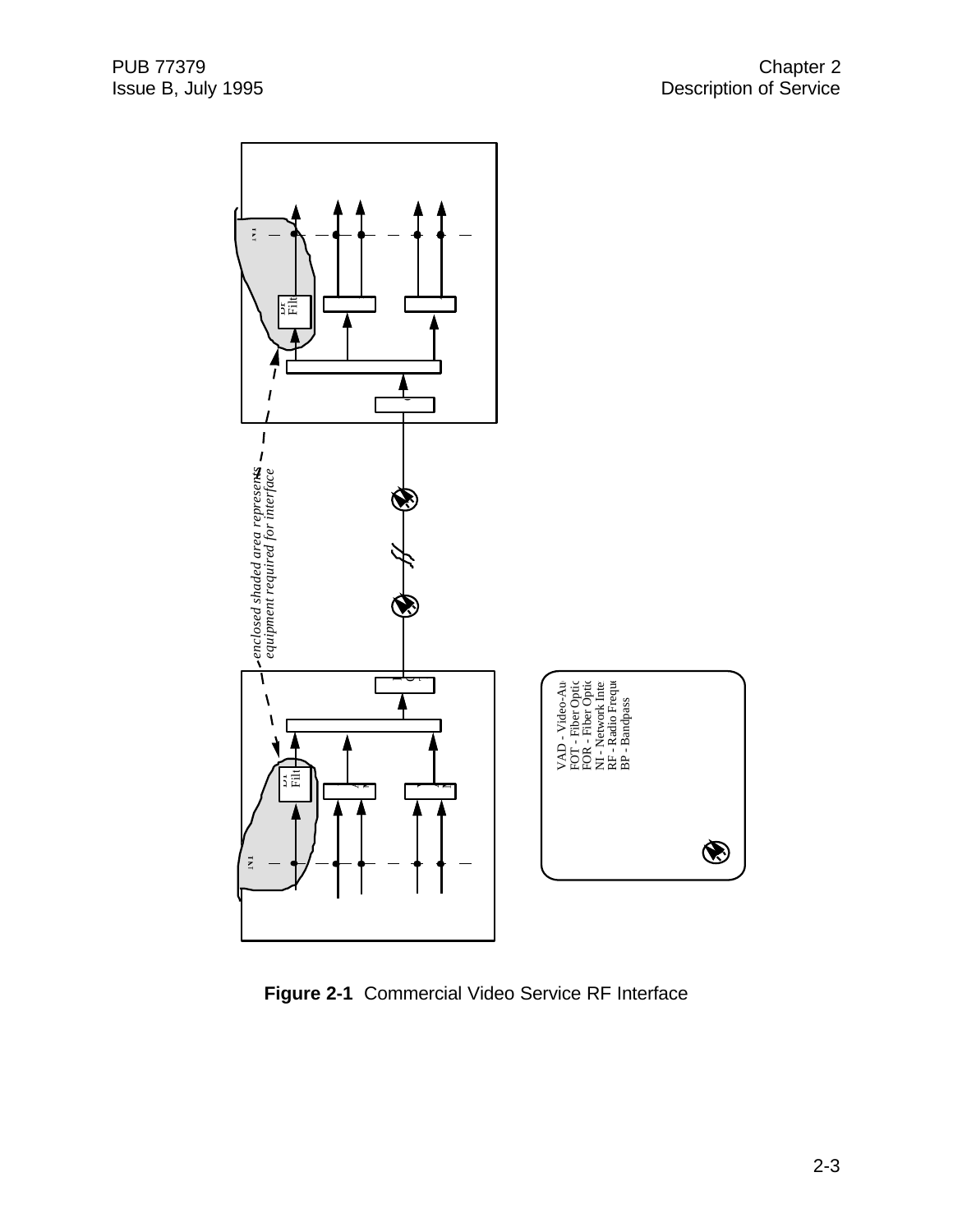enclosed shaded area represents equipment required for interface

VAD - Video-Au
FOT - Fiber Optic
FOR - Fiber Optic
NI - Network Inte
RF - Radio Frequ
BP - Bandpass

**Figure 2-1** Commercial Video Service RF Interface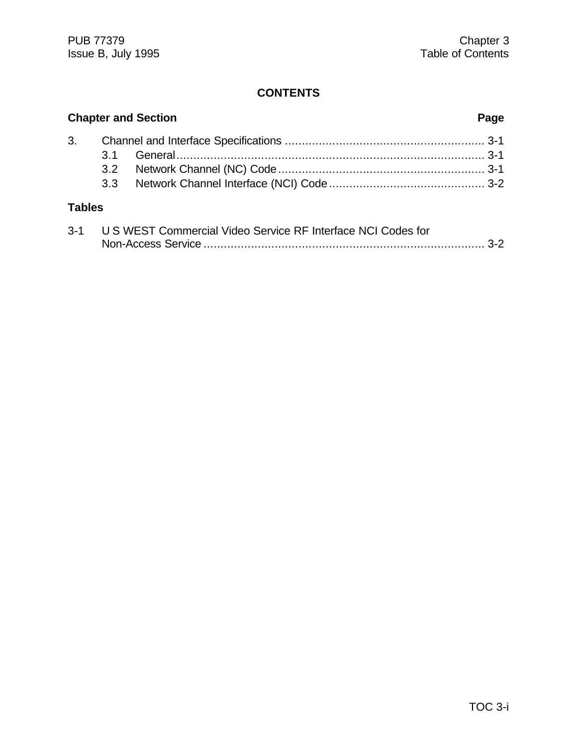## CONTENTS

| Chapter and Section | | Page |
|---|---|---|
| 3. | Channel and Interface Specifications | 3-1 |
| | 3.1 General | 3-1 |
| | 3.2 Network Channel (NC) Code | 3-1 |
| | 3.3 Network Channel Interface (NCI) Code | 3-2 |

**Tables**

| | | |
|---|---|---|
| 3-1 | U S WEST Commercial Video Service RF Interface NCI Codes for Non-Access Service | 3-2 |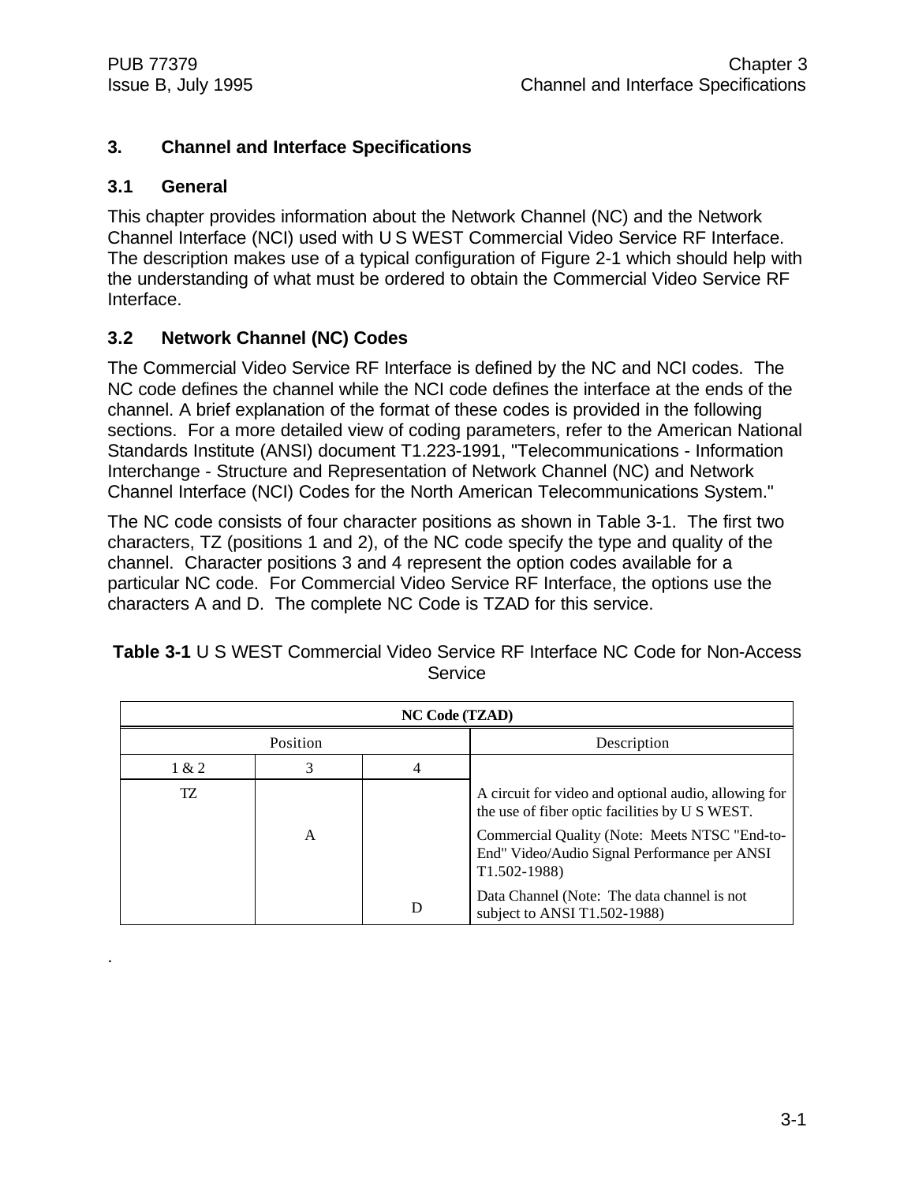# 3. Channel and Interface Specifications

## 3.1 General

This chapter provides information about the Network Channel (NC) and the Network Channel Interface (NCI) used with U S WEST Commercial Video Service RF Interface. The description makes use of a typical configuration of Figure 2-1 which should help with the understanding of what must be ordered to obtain the Commercial Video Service RF Interface.

## 3.2 Network Channel (NC) Codes

The Commercial Video Service RF Interface is defined by the NC and NCI codes. The NC code defines the channel while the NCI code defines the interface at the ends of the channel. A brief explanation of the format of these codes is provided in the following sections. For a more detailed view of coding parameters, refer to the American National Standards Institute (ANSI) document T1.223-1991, "Telecommunications - Information Interchange - Structure and Representation of Network Channel (NC) and Network Channel Interface (NCI) Codes for the North American Telecommunications System."

The NC code consists of four character positions as shown in Table 3-1. The first two characters, TZ (positions 1 and 2), of the NC code specify the type and quality of the channel. Character positions 3 and 4 represent the option codes available for a particular NC code. For Commercial Video Service RF Interface, the options use the characters A and D. The complete NC Code is TZAD for this service.

**Table 3-1** U S WEST Commercial Video Service RF Interface NC Code for Non-Access Service

| NC Code (TZAD) | | | |
|---|---|---|---|
| Position | | | Description |
| 1 & 2 | 3 | 4 | |
| TZ | | | A circuit for video and optional audio, allowing for the use of fiber optic facilities by U S WEST. |
| | A | | Commercial Quality (Note: Meets NTSC "End-to-End" Video/Audio Signal Performance per ANSI T1.502-1988) |
| | | D | Data Channel (Note: The data channel is not subject to ANSI T1.502-1988) |

.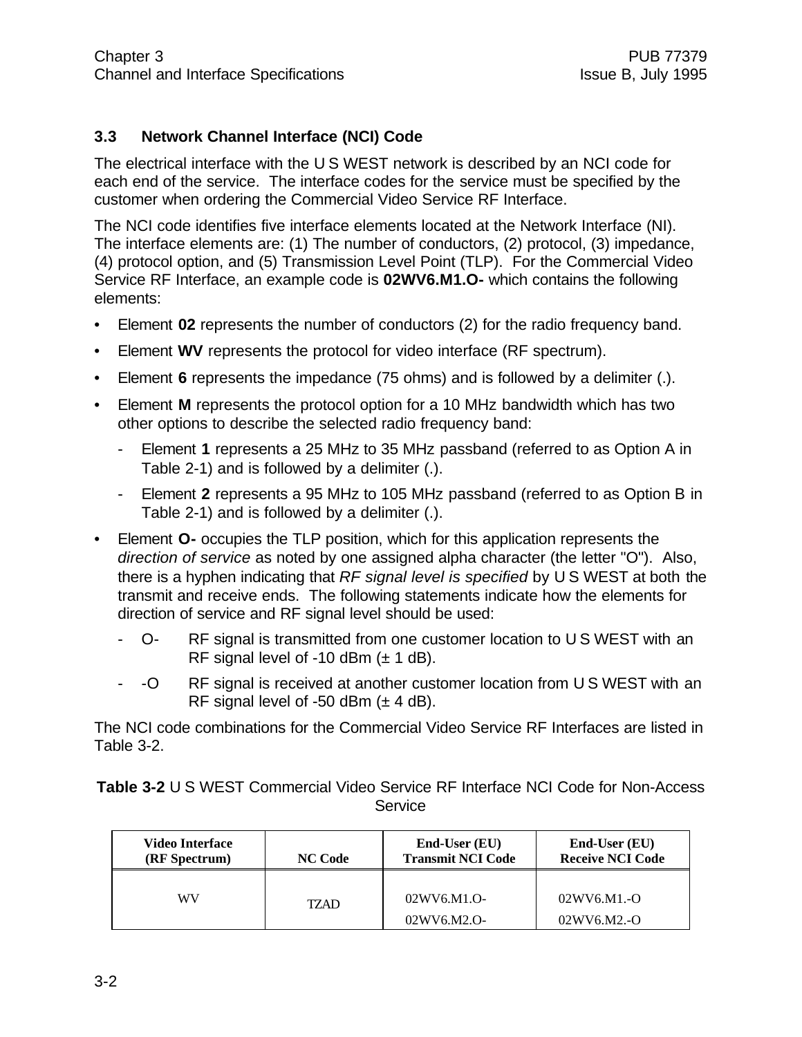### 3.3 Network Channel Interface (NCI) Code

The electrical interface with the U S WEST network is described by an NCI code for each end of the service. The interface codes for the service must be specified by the customer when ordering the Commercial Video Service RF Interface.

The NCI code identifies five interface elements located at the Network Interface (NI). The interface elements are: (1) The number of conductors, (2) protocol, (3) impedance, (4) protocol option, and (5) Transmission Level Point (TLP). For the Commercial Video Service RF Interface, an example code is **02WV6.M1.O-** which contains the following elements:

- Element **02** represents the number of conductors (2) for the radio frequency band.
- Element **WV** represents the protocol for video interface (RF spectrum).
- Element **6** represents the impedance (75 ohms) and is followed by a delimiter (.).
- Element **M** represents the protocol option for a 10 MHz bandwidth which has two other options to describe the selected radio frequency band:
  - Element **1** represents a 25 MHz to 35 MHz passband (referred to as Option A in Table 2-1) and is followed by a delimiter (.).
  - Element **2** represents a 95 MHz to 105 MHz passband (referred to as Option B in Table 2-1) and is followed by a delimiter (.).
- Element **O-** occupies the TLP position, which for this application represents the *direction of service* as noted by one assigned alpha character (the letter "O"). Also, there is a hyphen indicating that *RF signal level is specified* by U S WEST at both the transmit and receive ends. The following statements indicate how the elements for direction of service and RF signal level should be used:
  - O- RF signal is transmitted from one customer location to U S WEST with an RF signal level of -10 dBm (± 1 dB).
  - -O RF signal is received at another customer location from U S WEST with an RF signal level of -50 dBm (± 4 dB).

The NCI code combinations for the Commercial Video Service RF Interfaces are listed in Table 3-2.

**Table 3-2** U S WEST Commercial Video Service RF Interface NCI Code for Non-Access Service

| Video Interface (RF Spectrum) | NC Code | End-User (EU) Transmit NCI Code | End-User (EU) Receive NCI Code |
|---|---|---|---|
| WV | TZAD | 02WV6.M1.O-<br>02WV6.M2.O- | 02WV6.M1.-O<br>02WV6.M2.-O |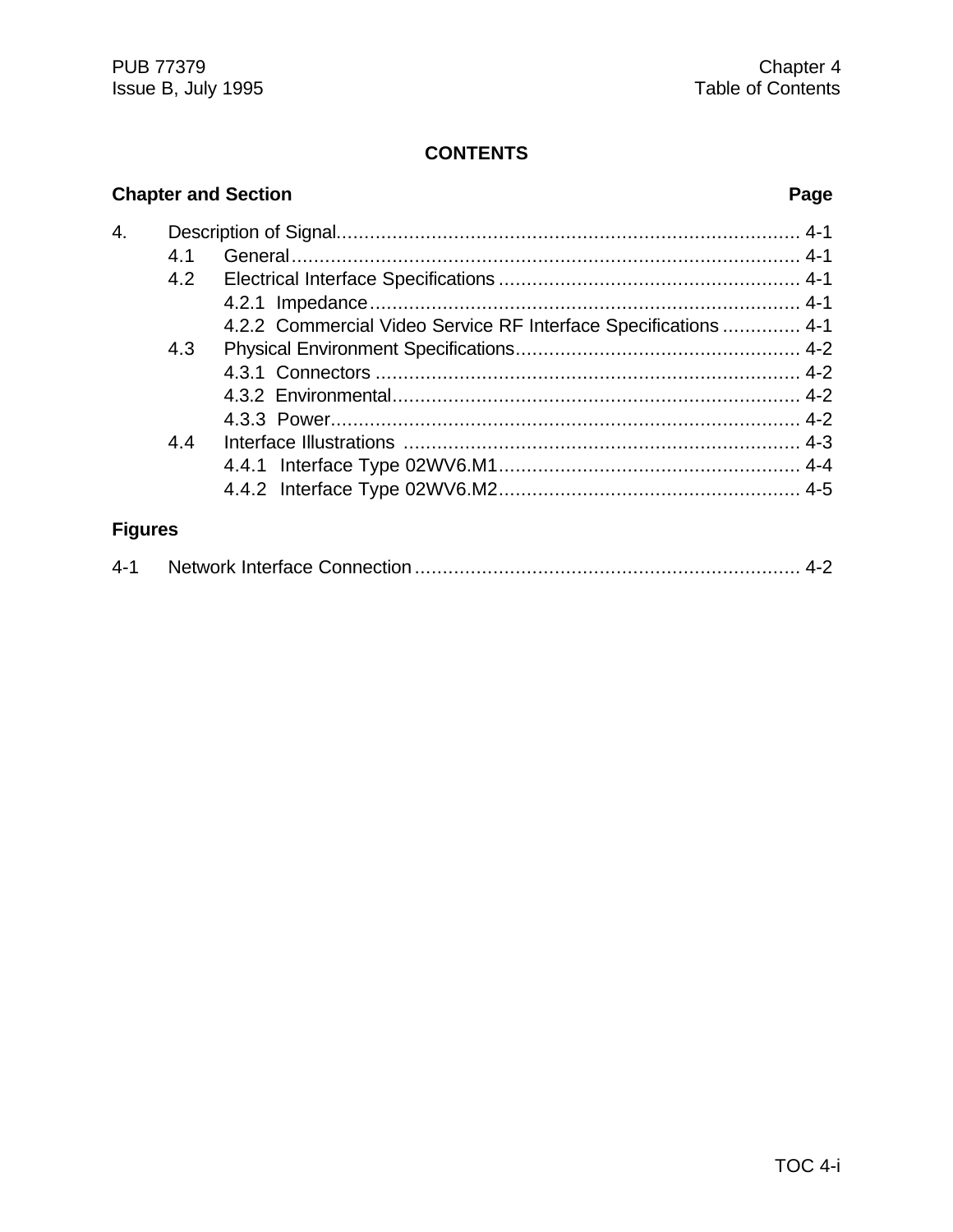# CONTENTS

**Chapter and Section** **Page**

4. Description of Signal.................................................................................. 4-1
   - 4.1 General.......................................................................................... 4-1
   - 4.2 Electrical Interface Specifications ..................................................... 4-1
     - 4.2.1 Impedance.............................................................................. 4-1
     - 4.2.2 Commercial Video Service RF Interface Specifications .............. 4-1
   - 4.3 Physical Environment Specifications.................................................. 4-2
     - 4.3.1 Connectors ............................................................................ 4-2
     - 4.3.2 Environmental......................................................................... 4-2
     - 4.3.3 Power..................................................................................... 4-2
   - 4.4 Interface Illustrations ...................................................................... 4-3
     - 4.4.1 Interface Type 02WV6.M1...................................................... 4-4
     - 4.4.2 Interface Type 02WV6.M2...................................................... 4-5

**Figures**

4-1 Network Interface Connection..................................................................... 4-2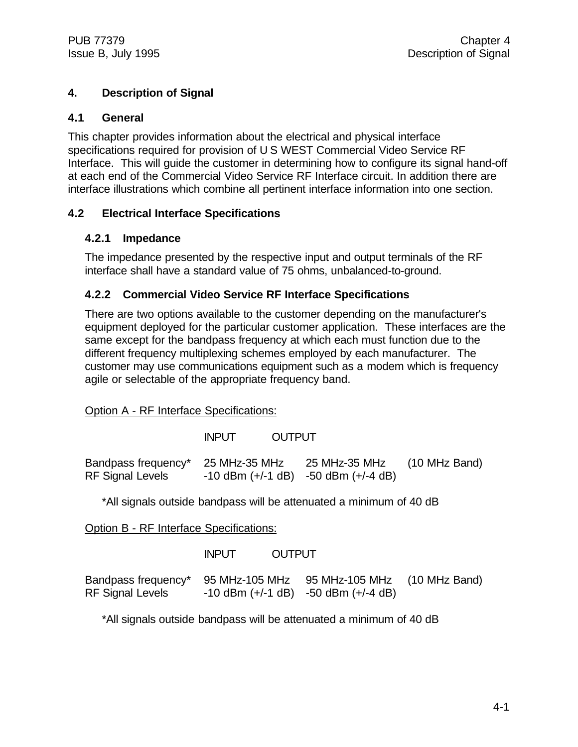# 4. Description of Signal

## 4.1 General

This chapter provides information about the electrical and physical interface specifications required for provision of U S WEST Commercial Video Service RF Interface. This will guide the customer in determining how to configure its signal hand-off at each end of the Commercial Video Service RF Interface circuit. In addition there are interface illustrations which combine all pertinent interface information into one section.

## 4.2 Electrical Interface Specifications

### 4.2.1 Impedance

The impedance presented by the respective input and output terminals of the RF interface shall have a standard value of 75 ohms, unbalanced-to-ground.

### 4.2.2 Commercial Video Service RF Interface Specifications

There are two options available to the customer depending on the manufacturer's equipment deployed for the particular customer application. These interfaces are the same except for the bandpass frequency at which each must function due to the different frequency multiplexing schemes employed by each manufacturer. The customer may use communications equipment such as a modem which is frequency agile or selectable of the appropriate frequency band.

Option A - RF Interface Specifications:

| | INPUT | OUTPUT | |
|---|---|---|---|
| Bandpass frequency* | 25 MHz-35 MHz | 25 MHz-35 MHz | (10 MHz Band) |
| RF Signal Levels | -10 dBm (+/-1 dB) | -50 dBm (+/-4 dB) | |

*All signals outside bandpass will be attenuated a minimum of 40 dB

Option B - RF Interface Specifications:

| | INPUT | OUTPUT | |
|---|---|---|---|
| Bandpass frequency* | 95 MHz-105 MHz | 95 MHz-105 MHz | (10 MHz Band) |
| RF Signal Levels | -10 dBm (+/-1 dB) | -50 dBm (+/-4 dB) | |

*All signals outside bandpass will be attenuated a minimum of 40 dB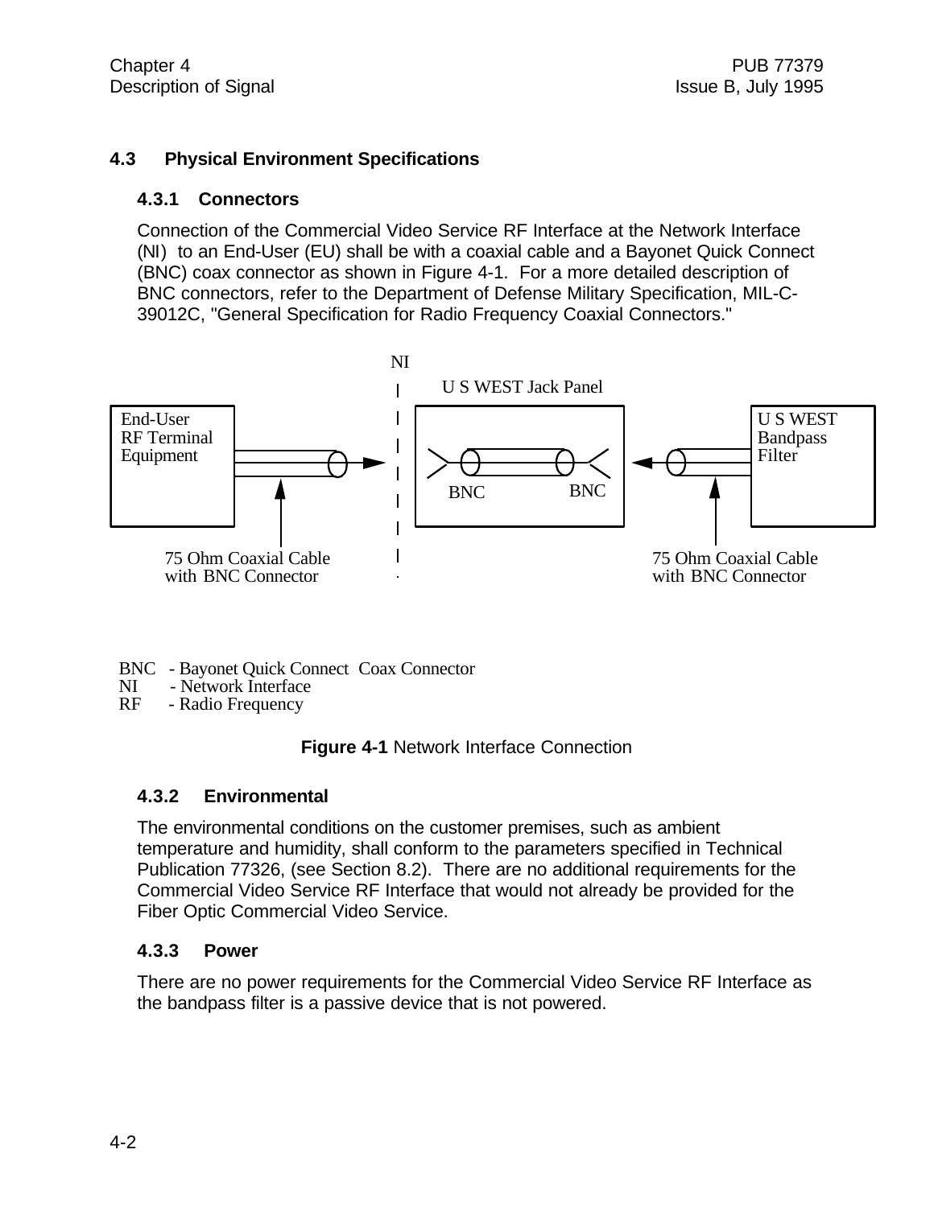## 4.3 Physical Environment Specifications

### 4.3.1 Connectors

Connection of the Commercial Video Service RF Interface at the Network Interface (NI) to an End-User (EU) shall be with a coaxial cable and a Bayonet Quick Connect (BNC) coax connector as shown in Figure 4-1. For a more detailed description of BNC connectors, refer to the Department of Defense Military Specification, MIL-C-39012C, "General Specification for Radio Frequency Coaxial Connectors."

NI

U S WEST Jack Panel

End-User RF Terminal Equipment

BNC BNC

U S WEST Bandpass Filter

75 Ohm Coaxial Cable with BNC Connector

75 Ohm Coaxial Cable with BNC Connector

BNC - Bayonet Quick Connect Coax Connector
NI - Network Interface
RF - Radio Frequency

**Figure 4-1** Network Interface Connection

### 4.3.2 Environmental

The environmental conditions on the customer premises, such as ambient temperature and humidity, shall conform to the parameters specified in Technical Publication 77326, (see Section 8.2). There are no additional requirements for the Commercial Video Service RF Interface that would not already be provided for the Fiber Optic Commercial Video Service.

### 4.3.3 Power

There are no power requirements for the Commercial Video Service RF Interface as the bandpass filter is a passive device that is not powered.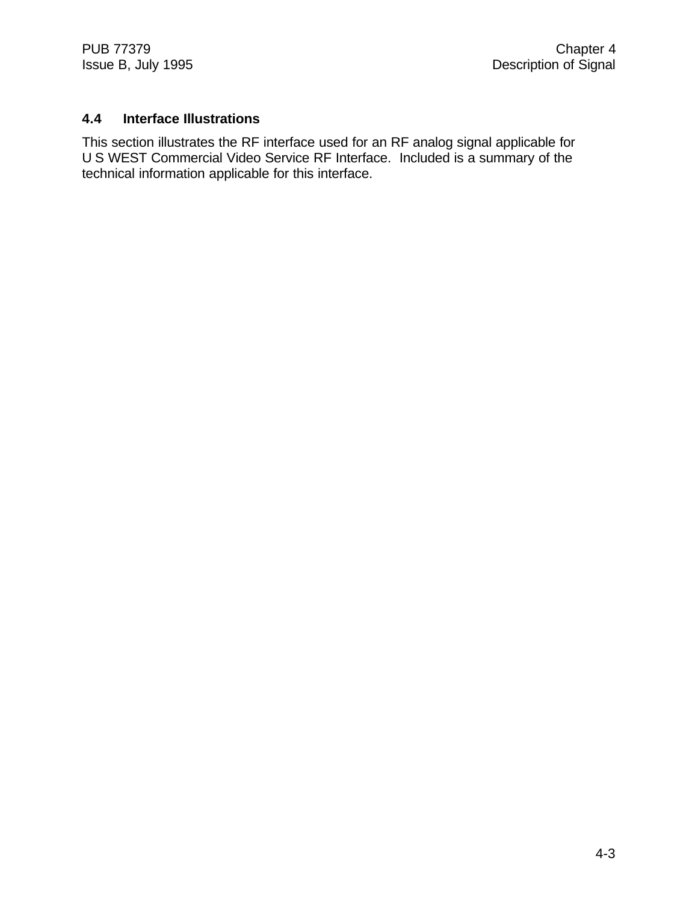## 4.4 Interface Illustrations

This section illustrates the RF interface used for an RF analog signal applicable for U S WEST Commercial Video Service RF Interface. Included is a summary of the technical information applicable for this interface.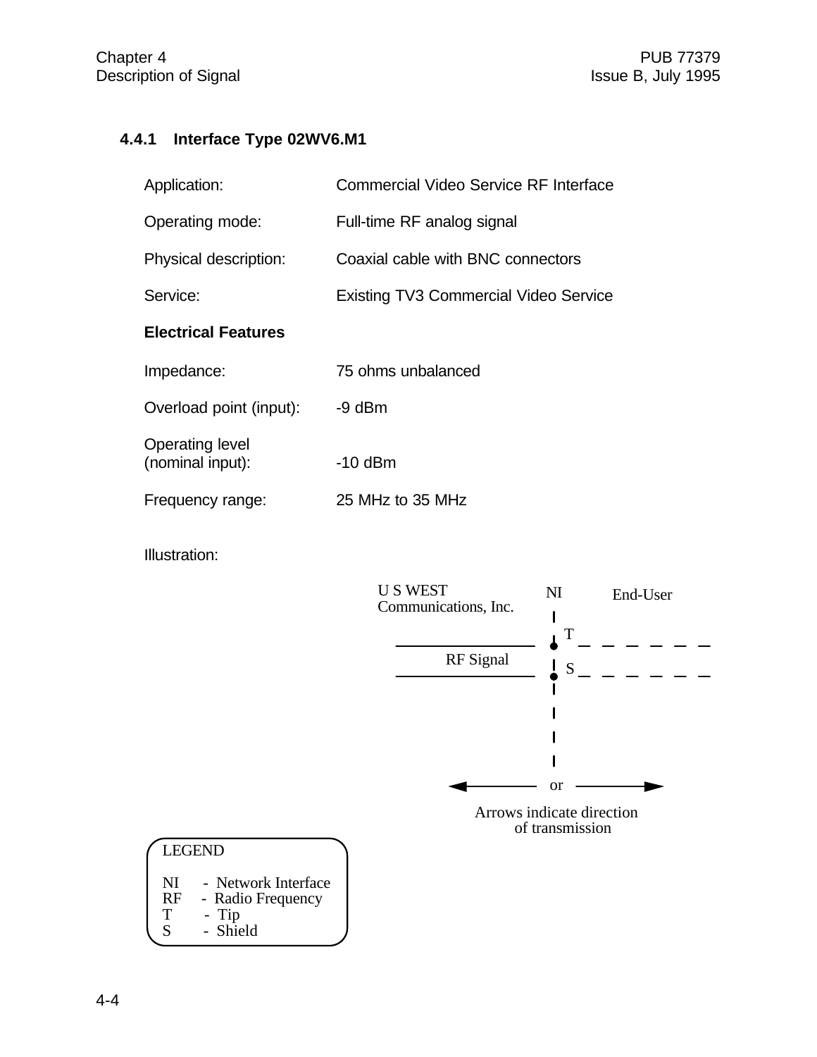### 4.4.1 Interface Type 02WV6.M1

| | |
|---|---|
| Application: | Commercial Video Service RF Interface |
| Operating mode: | Full-time RF analog signal |
| Physical description: | Coaxial cable with BNC connectors |
| Service: | Existing TV3 Commercial Video Service |

**Electrical Features**

| | |
|---|---|
| Impedance: | 75 ohms unbalanced |
| Overload point (input): | -9 dBm |
| Operating level (nominal input): | -10 dBm |
| Frequency range: | 25 MHz to 35 MHz |

Illustration:

U S WEST Communications, Inc.

NI

End-User

T

RF Signal

S

or

Arrows indicate direction of transmission

LEGEND

NI - Network Interface
RF - Radio Frequency
T - Tip
S - Shield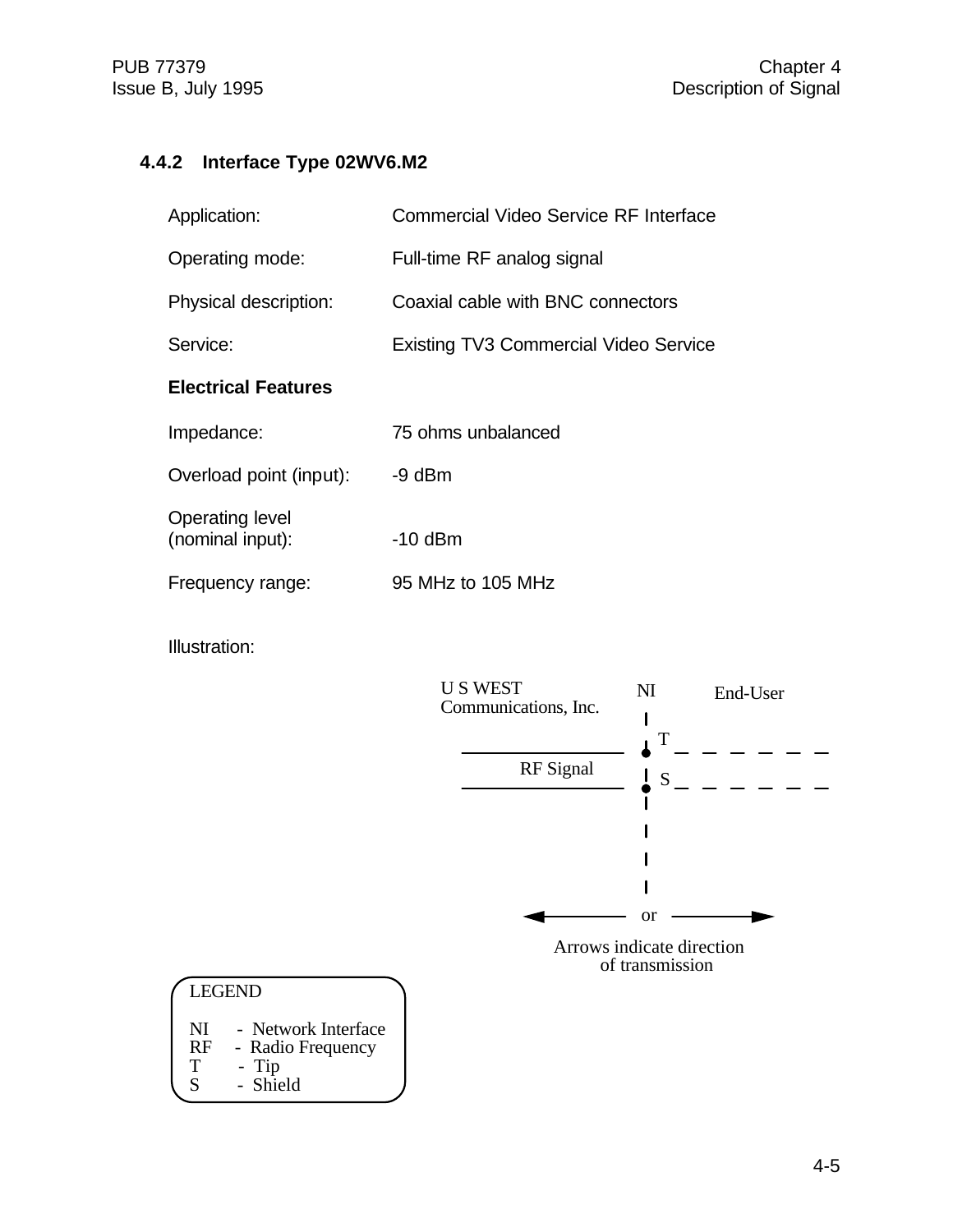#### 4.4.2 Interface Type 02WV6.M2

| | |
|---|---|
| Application: | Commercial Video Service RF Interface |
| Operating mode: | Full-time RF analog signal |
| Physical description: | Coaxial cable with BNC connectors |
| Service: | Existing TV3 Commercial Video Service |

**Electrical Features**

| | |
|---|---|
| Impedance: | 75 ohms unbalanced |
| Overload point (input): | -9 dBm |
| Operating level (nominal input): | -10 dBm |
| Frequency range: | 95 MHz to 105 MHz |

Illustration:

U S WEST Communications, Inc.

NI

End-User

T

RF Signal

S

or

Arrows indicate direction of transmission

LEGEND

NI - Network Interface
RF - Radio Frequency
T - Tip
S - Shield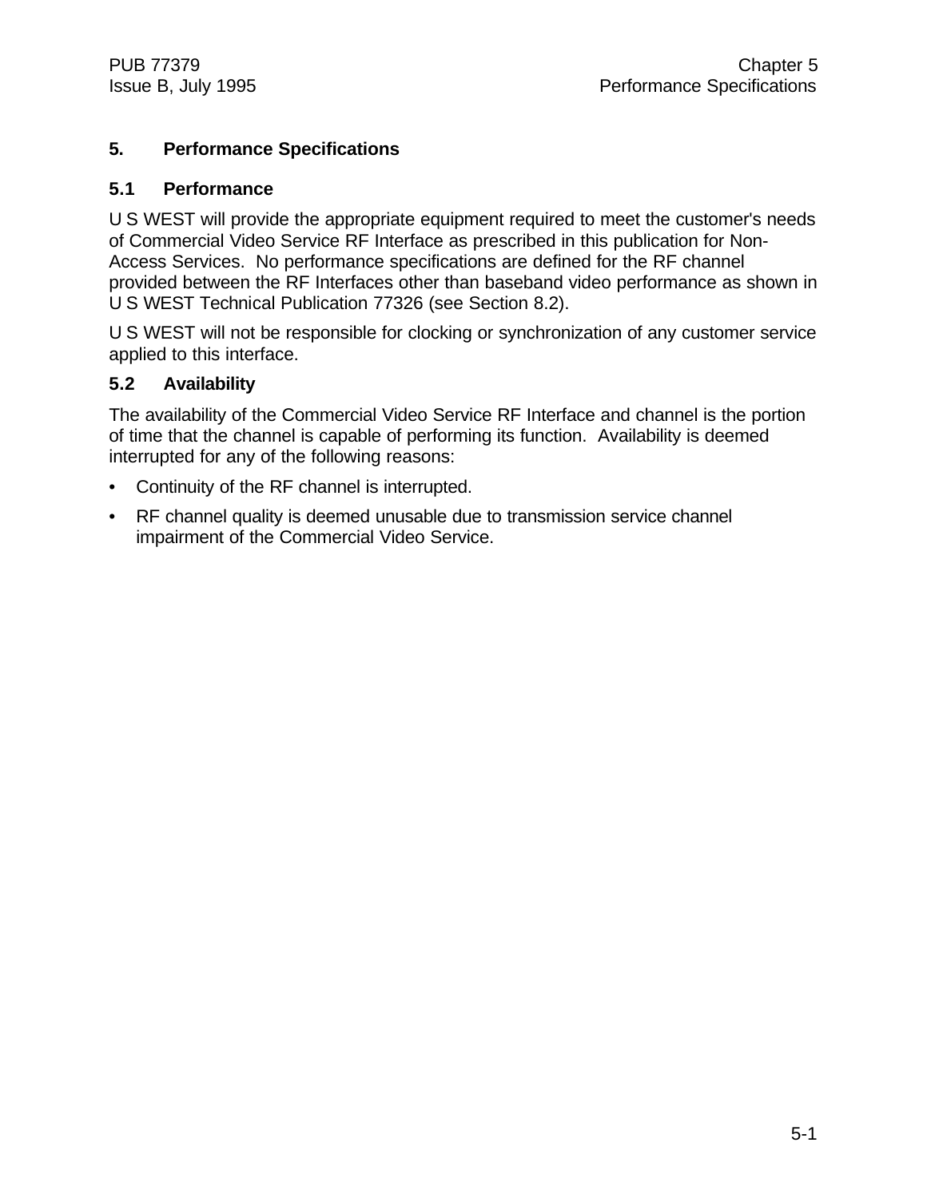# 5. Performance Specifications

## 5.1 Performance

U S WEST will provide the appropriate equipment required to meet the customer's needs of Commercial Video Service RF Interface as prescribed in this publication for Non-Access Services. No performance specifications are defined for the RF channel provided between the RF Interfaces other than baseband video performance as shown in U S WEST Technical Publication 77326 (see Section 8.2).

U S WEST will not be responsible for clocking or synchronization of any customer service applied to this interface.

## 5.2 Availability

The availability of the Commercial Video Service RF Interface and channel is the portion of time that the channel is capable of performing its function. Availability is deemed interrupted for any of the following reasons:

- Continuity of the RF channel is interrupted.
- RF channel quality is deemed unusable due to transmission service channel impairment of the Commercial Video Service.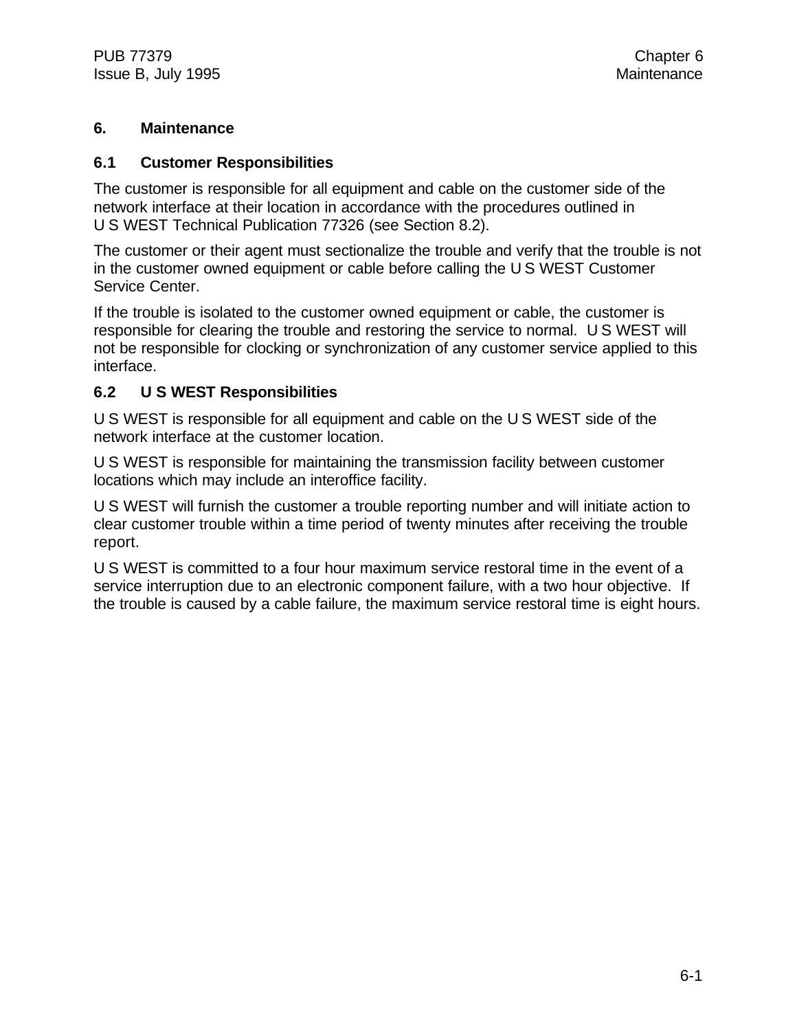# 6. Maintenance

## 6.1 Customer Responsibilities

The customer is responsible for all equipment and cable on the customer side of the network interface at their location in accordance with the procedures outlined in U S WEST Technical Publication 77326 (see Section 8.2).

The customer or their agent must sectionalize the trouble and verify that the trouble is not in the customer owned equipment or cable before calling the U S WEST Customer Service Center.

If the trouble is isolated to the customer owned equipment or cable, the customer is responsible for clearing the trouble and restoring the service to normal. U S WEST will not be responsible for clocking or synchronization of any customer service applied to this interface.

## 6.2 U S WEST Responsibilities

U S WEST is responsible for all equipment and cable on the U S WEST side of the network interface at the customer location.

U S WEST is responsible for maintaining the transmission facility between customer locations which may include an interoffice facility.

U S WEST will furnish the customer a trouble reporting number and will initiate action to clear customer trouble within a time period of twenty minutes after receiving the trouble report.

U S WEST is committed to a four hour maximum service restoral time in the event of a service interruption due to an electronic component failure, with a two hour objective. If the trouble is caused by a cable failure, the maximum service restoral time is eight hours.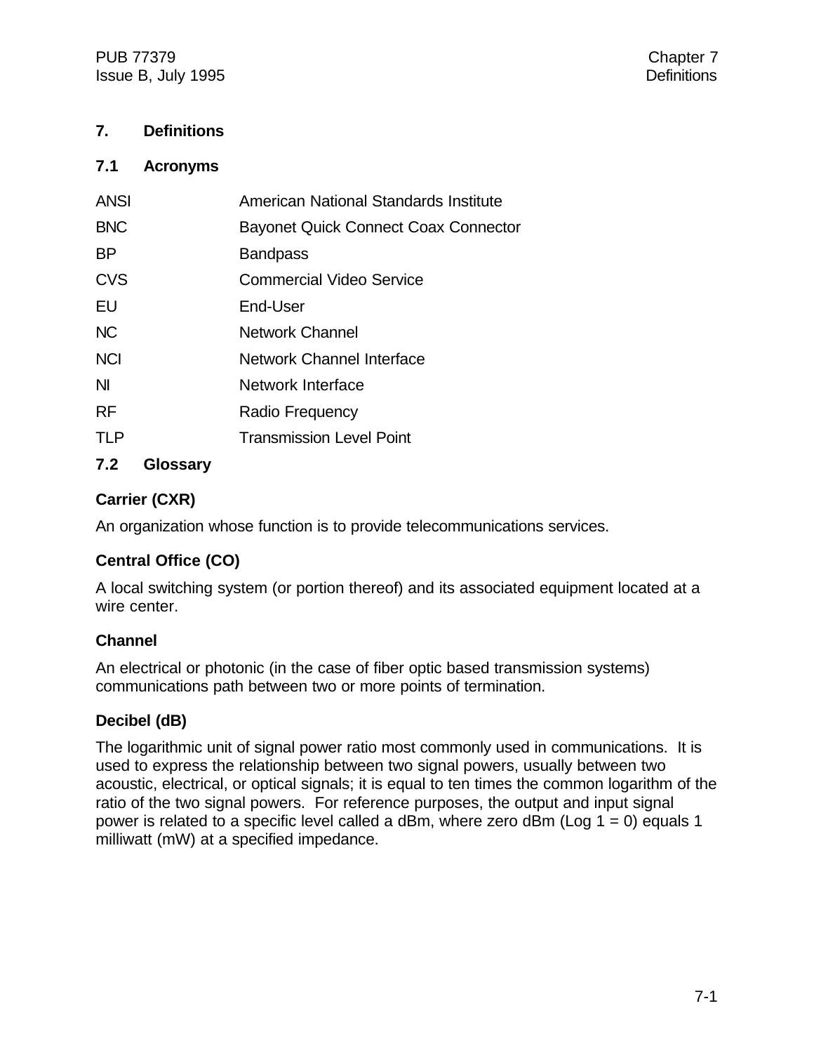# 7. Definitions

## 7.1 Acronyms

| | |
|---|---|
| ANSI | American National Standards Institute |
| BNC | Bayonet Quick Connect Coax Connector |
| BP | Bandpass |
| CVS | Commercial Video Service |
| EU | End-User |
| NC | Network Channel |
| NCI | Network Channel Interface |
| NI | Network Interface |
| RF | Radio Frequency |
| TLP | Transmission Level Point |

## 7.2 Glossary

**Carrier (CXR)**

An organization whose function is to provide telecommunications services.

**Central Office (CO)**

A local switching system (or portion thereof) and its associated equipment located at a wire center.

**Channel**

An electrical or photonic (in the case of fiber optic based transmission systems) communications path between two or more points of termination.

**Decibel (dB)**

The logarithmic unit of signal power ratio most commonly used in communications. It is used to express the relationship between two signal powers, usually between two acoustic, electrical, or optical signals; it is equal to ten times the common logarithm of the ratio of the two signal powers. For reference purposes, the output and input signal power is related to a specific level called a dBm, where zero dBm (Log 1 = 0) equals 1 milliwatt (mW) at a specified impedance.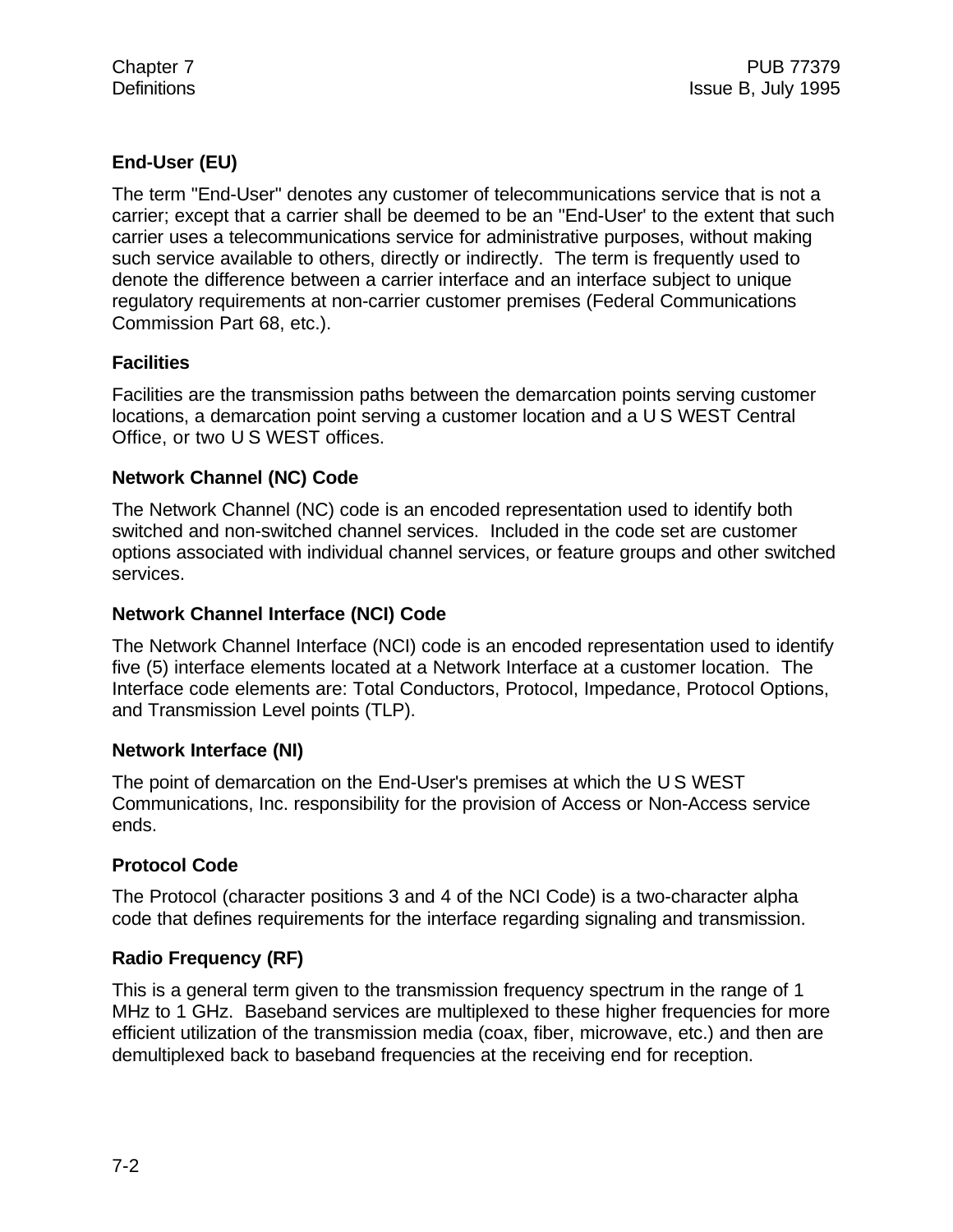### End-User (EU)

The term "End-User" denotes any customer of telecommunications service that is not a carrier; except that a carrier shall be deemed to be an "End-User' to the extent that such carrier uses a telecommunications service for administrative purposes, without making such service available to others, directly or indirectly. The term is frequently used to denote the difference between a carrier interface and an interface subject to unique regulatory requirements at non-carrier customer premises (Federal Communications Commission Part 68, etc.).

### Facilities

Facilities are the transmission paths between the demarcation points serving customer locations, a demarcation point serving a customer location and a U S WEST Central Office, or two U S WEST offices.

### Network Channel (NC) Code

The Network Channel (NC) code is an encoded representation used to identify both switched and non-switched channel services. Included in the code set are customer options associated with individual channel services, or feature groups and other switched services.

### Network Channel Interface (NCI) Code

The Network Channel Interface (NCI) code is an encoded representation used to identify five (5) interface elements located at a Network Interface at a customer location. The Interface code elements are: Total Conductors, Protocol, Impedance, Protocol Options, and Transmission Level points (TLP).

### Network Interface (NI)

The point of demarcation on the End-User's premises at which the U S WEST Communications, Inc. responsibility for the provision of Access or Non-Access service ends.

### Protocol Code

The Protocol (character positions 3 and 4 of the NCI Code) is a two-character alpha code that defines requirements for the interface regarding signaling and transmission.

### Radio Frequency (RF)

This is a general term given to the transmission frequency spectrum in the range of 1 MHz to 1 GHz. Baseband services are multiplexed to these higher frequencies for more efficient utilization of the transmission media (coax, fiber, microwave, etc.) and then are demultiplexed back to baseband frequencies at the receiving end for reception.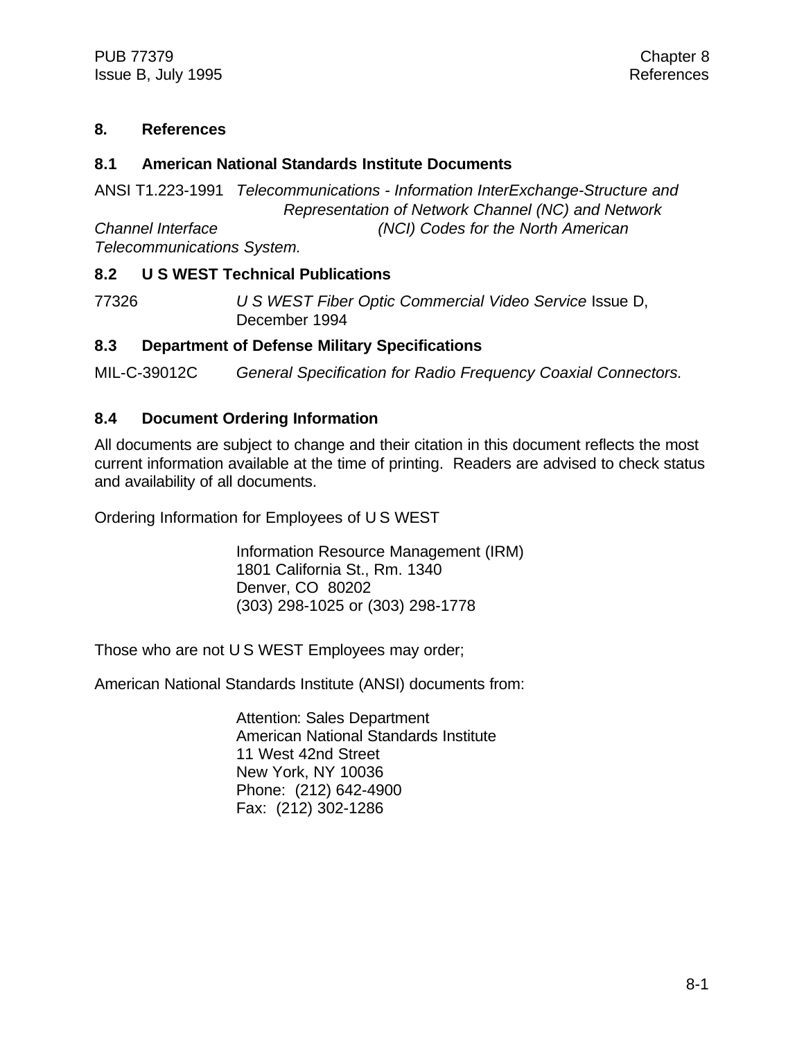# 8. References

## 8.1 American National Standards Institute Documents

ANSI T1.223-1991 *Telecommunications - Information InterExchange-Structure and Representation of Network Channel (NC) and Network Channel Interface (NCI) Codes for the North American Telecommunications System.*

## 8.2 U S WEST Technical Publications

77326 *U S WEST Fiber Optic Commercial Video Service* Issue D, December 1994

## 8.3 Department of Defense Military Specifications

MIL-C-39012C *General Specification for Radio Frequency Coaxial Connectors.*

## 8.4 Document Ordering Information

All documents are subject to change and their citation in this document reflects the most current information available at the time of printing. Readers are advised to check status and availability of all documents.

Ordering Information for Employees of U S WEST

Information Resource Management (IRM)
1801 California St., Rm. 1340
Denver, CO 80202
(303) 298-1025 or (303) 298-1778

Those who are not U S WEST Employees may order;

American National Standards Institute (ANSI) documents from:

Attention: Sales Department
American National Standards Institute
11 West 42nd Street
New York, NY 10036
Phone: (212) 642-4900
Fax: (212) 302-1286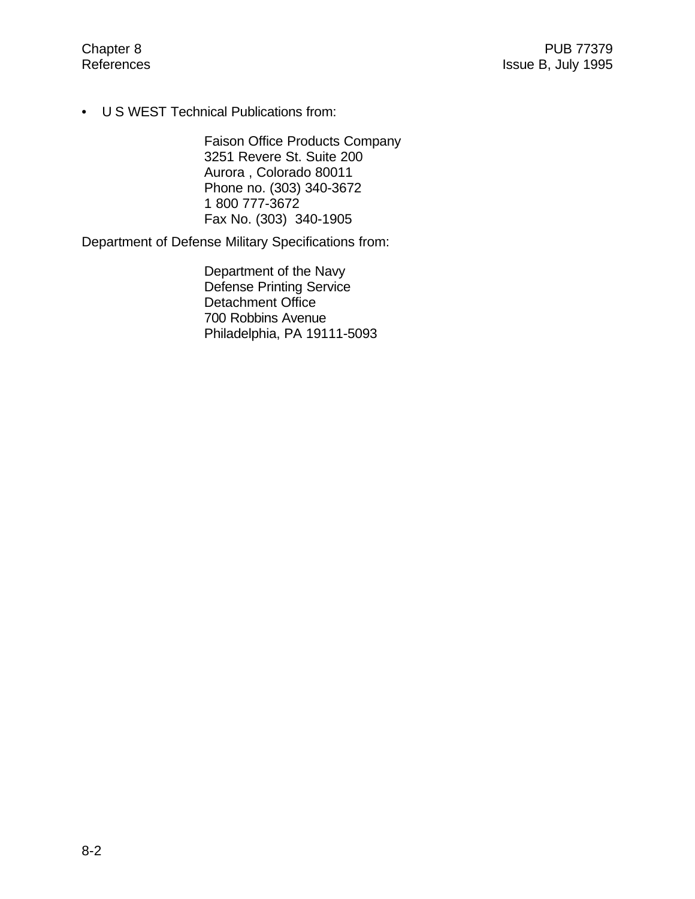- U S WEST Technical Publications from:

  Faison Office Products Company
  3251 Revere St. Suite 200
  Aurora , Colorado 80011
  Phone no. (303) 340-3672
  1 800 777-3672
  Fax No. (303) 340-1905

Department of Defense Military Specifications from:

  Department of the Navy
  Defense Printing Service
  Detachment Office
  700 Robbins Avenue
  Philadelphia, PA 19111-5093